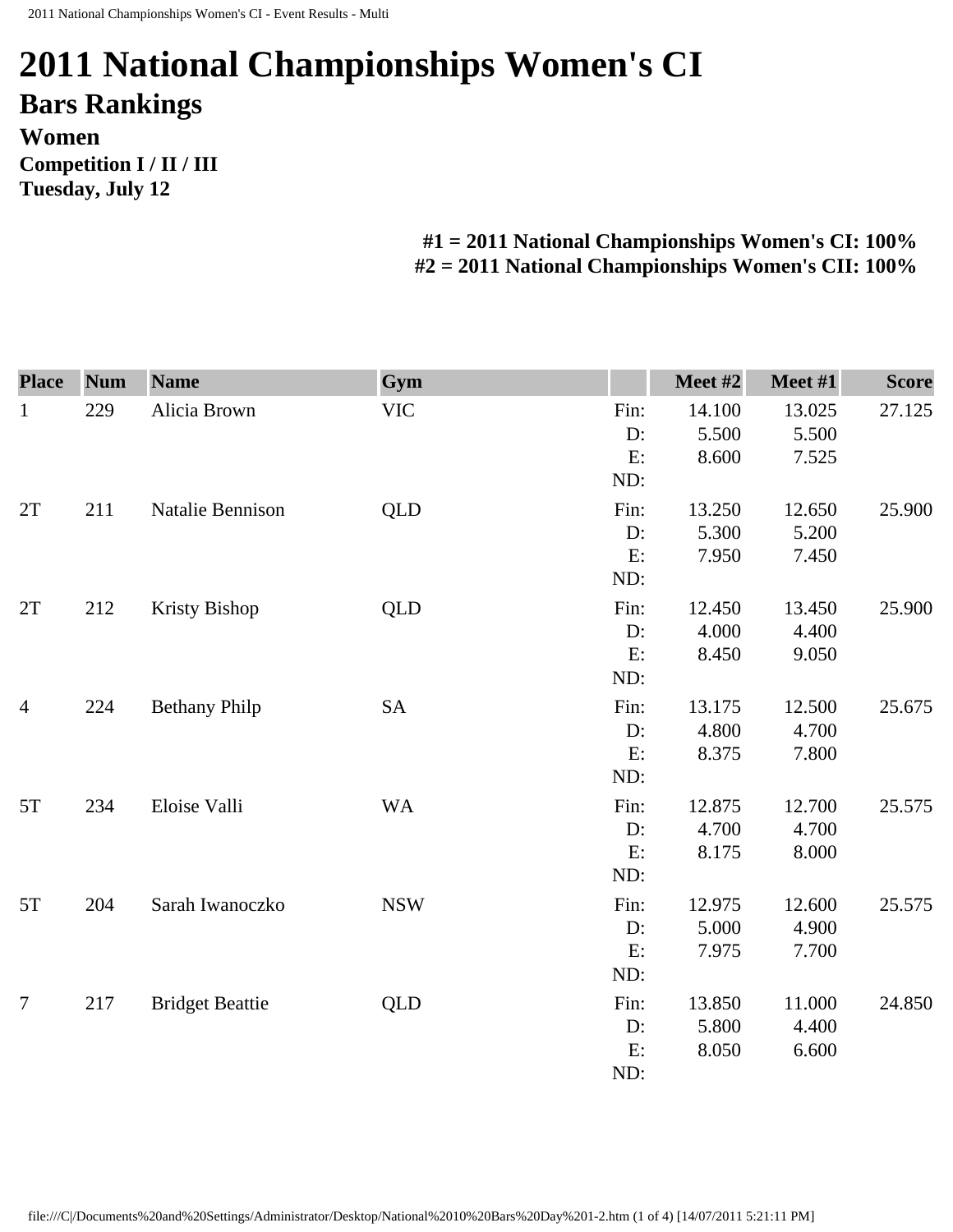# 2011 National Championships Women's CI

## Bars Rankings

### Women

**Competition I / II / III**

**Tuesday, July 12**

**#1 = 2011 National Championships Women's CI: 100%**
**#2 = 2011 National Championships Women's CII: 100%**

| Place | Num | Name | Gym | | Meet #2 | Meet #1 | Score |
|---|---|---|---|---|---|---|---|
| 1 | 229 | Alicia Brown | VIC | Fin: | 14.100 | 13.025 | 27.125 |
| | | | | D: | 5.500 | 5.500 | |
| | | | | E: | 8.600 | 7.525 | |
| | | | | ND: | | | |
| 2T | 211 | Natalie Bennison | QLD | Fin: | 13.250 | 12.650 | 25.900 |
| | | | | D: | 5.300 | 5.200 | |
| | | | | E: | 7.950 | 7.450 | |
| | | | | ND: | | | |
| 2T | 212 | Kristy Bishop | QLD | Fin: | 12.450 | 13.450 | 25.900 |
| | | | | D: | 4.000 | 4.400 | |
| | | | | E: | 8.450 | 9.050 | |
| | | | | ND: | | | |
| 4 | 224 | Bethany Philp | SA | Fin: | 13.175 | 12.500 | 25.675 |
| | | | | D: | 4.800 | 4.700 | |
| | | | | E: | 8.375 | 7.800 | |
| | | | | ND: | | | |
| 5T | 234 | Eloise Valli | WA | Fin: | 12.875 | 12.700 | 25.575 |
| | | | | D: | 4.700 | 4.700 | |
| | | | | E: | 8.175 | 8.000 | |
| | | | | ND: | | | |
| 5T | 204 | Sarah Iwanoczko | NSW | Fin: | 12.975 | 12.600 | 25.575 |
| | | | | D: | 5.000 | 4.900 | |
| | | | | E: | 7.975 | 7.700 | |
| | | | | ND: | | | |
| 7 | 217 | Bridget Beattie | QLD | Fin: | 13.850 | 11.000 | 24.850 |
| | | | | D: | 5.800 | 4.400 | |
| | | | | E: | 8.050 | 6.600 | |
| | | | | ND: | | | |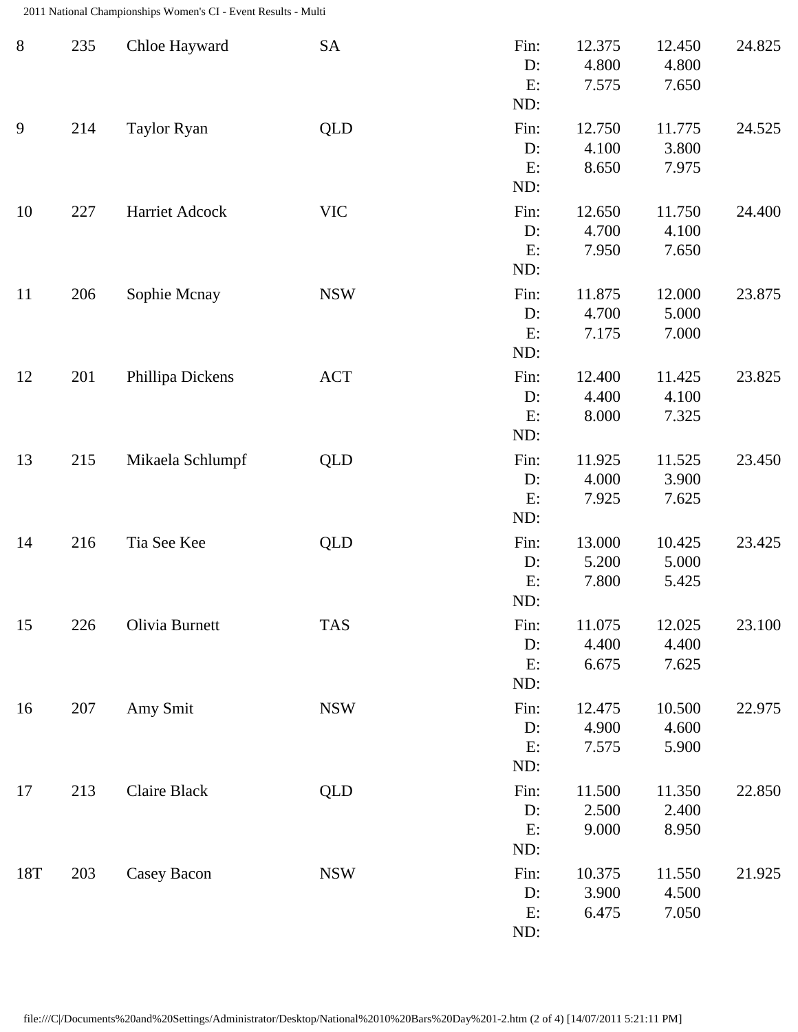| Rank | No. | Name | State | | Apparatus 1 | Apparatus 2 | Total |
|---|---|---|---|---|---|---|---|
| 8 | 235 | Chloe Hayward | SA | Fin: | 12.375 | 12.450 | 24.825 |
| | | | | D: | 4.800 | 4.800 | |
| | | | | E: | 7.575 | 7.650 | |
| | | | | ND: | | | |
| 9 | 214 | Taylor Ryan | QLD | Fin: | 12.750 | 11.775 | 24.525 |
| | | | | D: | 4.100 | 3.800 | |
| | | | | E: | 8.650 | 7.975 | |
| | | | | ND: | | | |
| 10 | 227 | Harriet Adcock | VIC | Fin: | 12.650 | 11.750 | 24.400 |
| | | | | D: | 4.700 | 4.100 | |
| | | | | E: | 7.950 | 7.650 | |
| | | | | ND: | | | |
| 11 | 206 | Sophie Mcnay | NSW | Fin: | 11.875 | 12.000 | 23.875 |
| | | | | D: | 4.700 | 5.000 | |
| | | | | E: | 7.175 | 7.000 | |
| | | | | ND: | | | |
| 12 | 201 | Phillipa Dickens | ACT | Fin: | 12.400 | 11.425 | 23.825 |
| | | | | D: | 4.400 | 4.100 | |
| | | | | E: | 8.000 | 7.325 | |
| | | | | ND: | | | |
| 13 | 215 | Mikaela Schlumpf | QLD | Fin: | 11.925 | 11.525 | 23.450 |
| | | | | D: | 4.000 | 3.900 | |
| | | | | E: | 7.925 | 7.625 | |
| | | | | ND: | | | |
| 14 | 216 | Tia See Kee | QLD | Fin: | 13.000 | 10.425 | 23.425 |
| | | | | D: | 5.200 | 5.000 | |
| | | | | E: | 7.800 | 5.425 | |
| | | | | ND: | | | |
| 15 | 226 | Olivia Burnett | TAS | Fin: | 11.075 | 12.025 | 23.100 |
| | | | | D: | 4.400 | 4.400 | |
| | | | | E: | 6.675 | 7.625 | |
| | | | | ND: | | | |
| 16 | 207 | Amy Smit | NSW | Fin: | 12.475 | 10.500 | 22.975 |
| | | | | D: | 4.900 | 4.600 | |
| | | | | E: | 7.575 | 5.900 | |
| | | | | ND: | | | |
| 17 | 213 | Claire Black | QLD | Fin: | 11.500 | 11.350 | 22.850 |
| | | | | D: | 2.500 | 2.400 | |
| | | | | E: | 9.000 | 8.950 | |
| | | | | ND: | | | |
| 18T | 203 | Casey Bacon | NSW | Fin: | 10.375 | 11.550 | 21.925 |
| | | | | D: | 3.900 | 4.500 | |
| | | | | E: | 6.475 | 7.050 | |
| | | | | ND: | | | |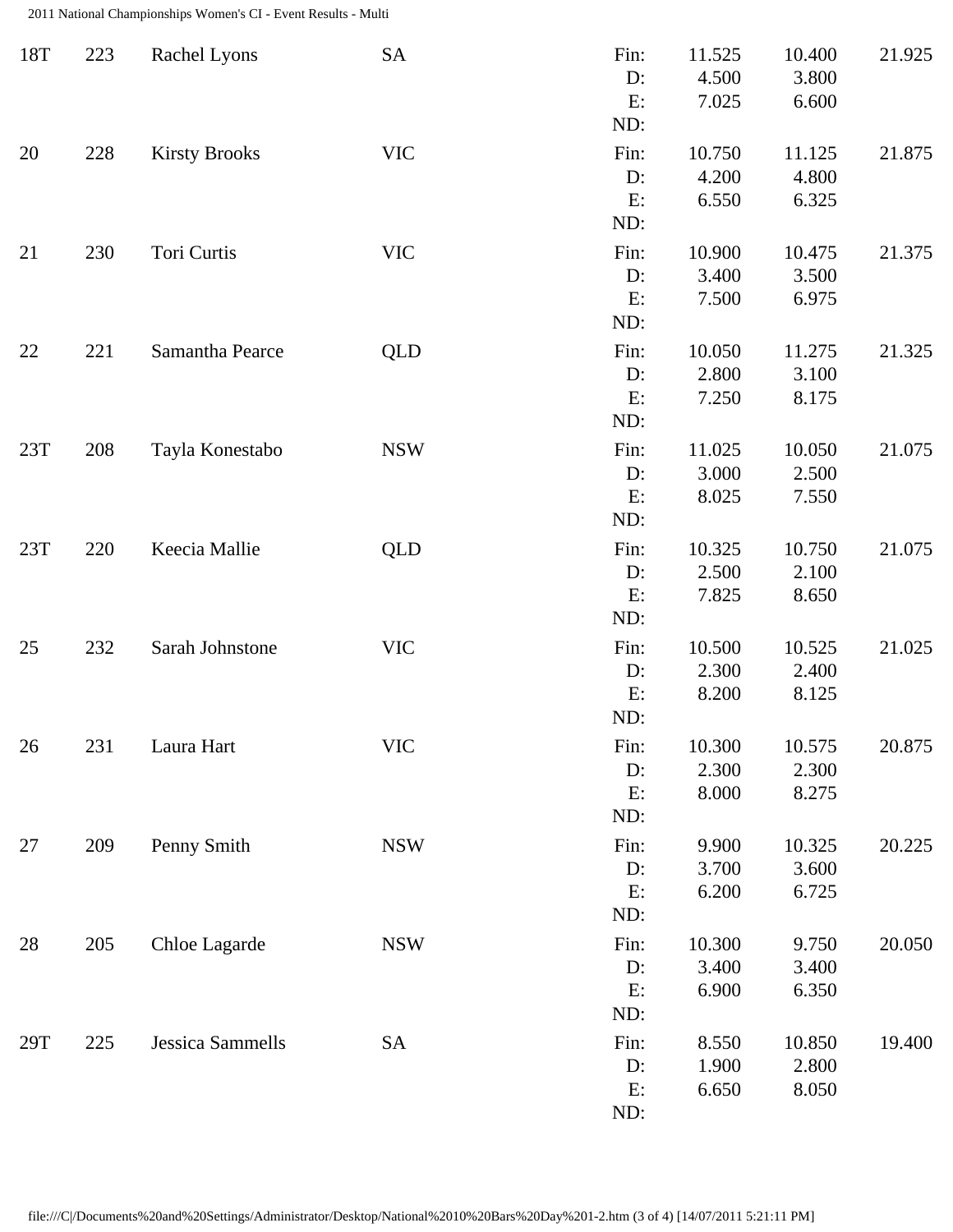| Rank | No. | Name | State | | Score 1 | Score 2 | Total |
|---|---|---|---|---|---|---|---|
| 18T | 223 | Rachel Lyons | SA | Fin: | 11.525 | 10.400 | 21.925 |
| | | | | D: | 4.500 | 3.800 | |
| | | | | E: | 7.025 | 6.600 | |
| | | | | ND: | | | |
| 20 | 228 | Kirsty Brooks | VIC | Fin: | 10.750 | 11.125 | 21.875 |
| | | | | D: | 4.200 | 4.800 | |
| | | | | E: | 6.550 | 6.325 | |
| | | | | ND: | | | |
| 21 | 230 | Tori Curtis | VIC | Fin: | 10.900 | 10.475 | 21.375 |
| | | | | D: | 3.400 | 3.500 | |
| | | | | E: | 7.500 | 6.975 | |
| | | | | ND: | | | |
| 22 | 221 | Samantha Pearce | QLD | Fin: | 10.050 | 11.275 | 21.325 |
| | | | | D: | 2.800 | 3.100 | |
| | | | | E: | 7.250 | 8.175 | |
| | | | | ND: | | | |
| 23T | 208 | Tayla Konestabo | NSW | Fin: | 11.025 | 10.050 | 21.075 |
| | | | | D: | 3.000 | 2.500 | |
| | | | | E: | 8.025 | 7.550 | |
| | | | | ND: | | | |
| 23T | 220 | Keecia Mallie | QLD | Fin: | 10.325 | 10.750 | 21.075 |
| | | | | D: | 2.500 | 2.100 | |
| | | | | E: | 7.825 | 8.650 | |
| | | | | ND: | | | |
| 25 | 232 | Sarah Johnstone | VIC | Fin: | 10.500 | 10.525 | 21.025 |
| | | | | D: | 2.300 | 2.400 | |
| | | | | E: | 8.200 | 8.125 | |
| | | | | ND: | | | |
| 26 | 231 | Laura Hart | VIC | Fin: | 10.300 | 10.575 | 20.875 |
| | | | | D: | 2.300 | 2.300 | |
| | | | | E: | 8.000 | 8.275 | |
| | | | | ND: | | | |
| 27 | 209 | Penny Smith | NSW | Fin: | 9.900 | 10.325 | 20.225 |
| | | | | D: | 3.700 | 3.600 | |
| | | | | E: | 6.200 | 6.725 | |
| | | | | ND: | | | |
| 28 | 205 | Chloe Lagarde | NSW | Fin: | 10.300 | 9.750 | 20.050 |
| | | | | D: | 3.400 | 3.400 | |
| | | | | E: | 6.900 | 6.350 | |
| | | | | ND: | | | |
| 29T | 225 | Jessica Sammells | SA | Fin: | 8.550 | 10.850 | 19.400 |
| | | | | D: | 1.900 | 2.800 | |
| | | | | E: | 6.650 | 8.050 | |
| | | | | ND: | | | |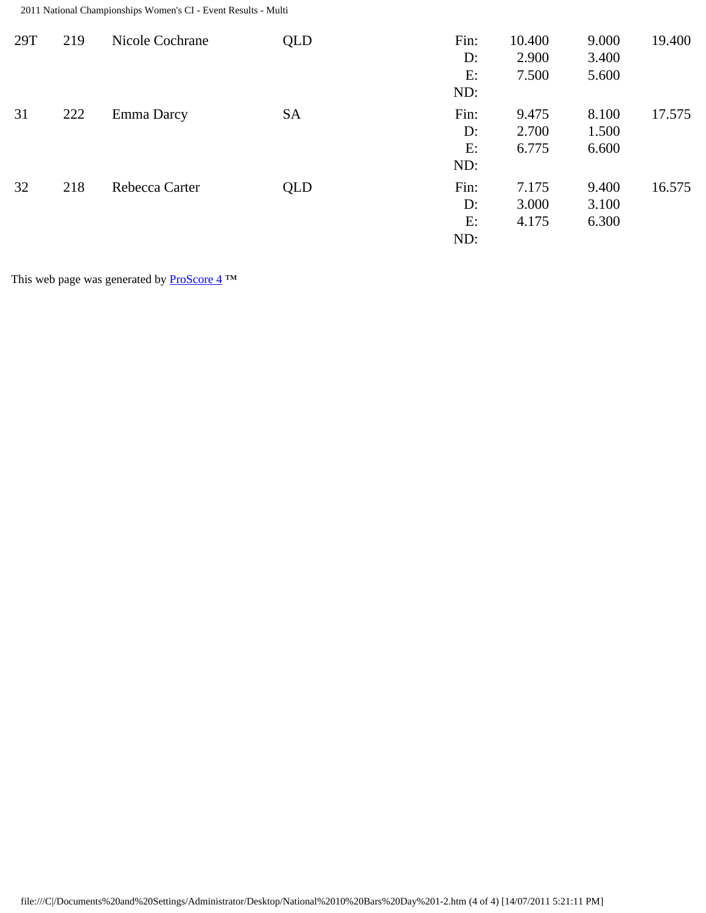| | | | | | | | |
|---|---|---|---|---|---|---|---|
| 29T | 219 | Nicole Cochrane | QLD | Fin: | 10.400 | 9.000 | 19.400 |
| | | | | D: | 2.900 | 3.400 | |
| | | | | E: | 7.500 | 5.600 | |
| | | | | ND: | | | |
| 31 | 222 | Emma Darcy | SA | Fin: | 9.475 | 8.100 | 17.575 |
| | | | | D: | 2.700 | 1.500 | |
| | | | | E: | 6.775 | 6.600 | |
| | | | | ND: | | | |
| 32 | 218 | Rebecca Carter | QLD | Fin: | 7.175 | 9.400 | 16.575 |
| | | | | D: | 3.000 | 3.100 | |
| | | | | E: | 4.175 | 6.300 | |
| | | | | ND: | | | |

This web page was generated by ProScore 4 ™